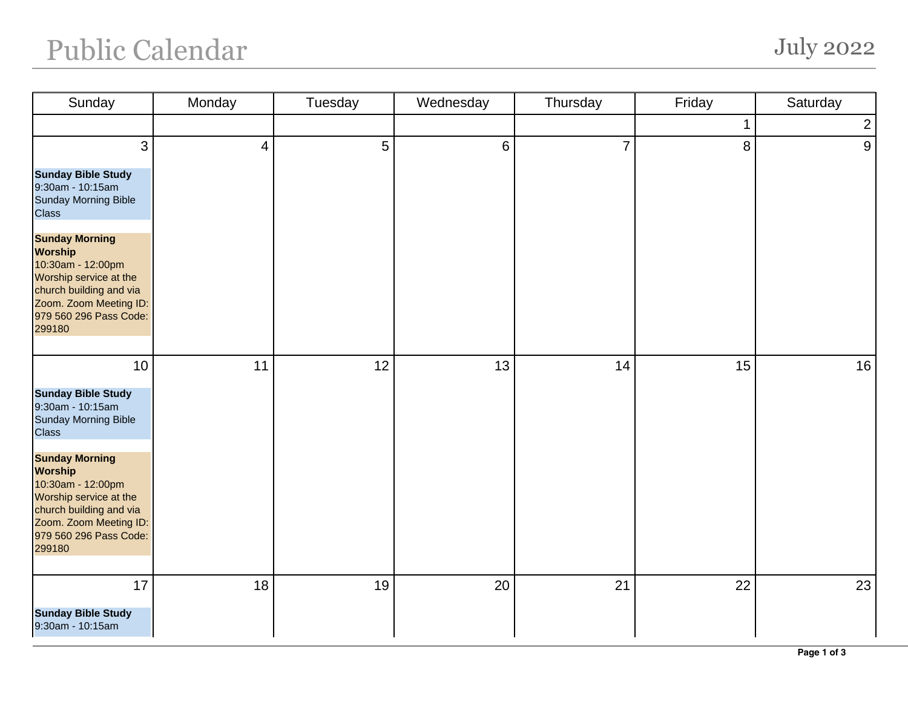# Public Calendar

## July 2022

| Sunday | Monday | Tuesday | Wednesday | Thursday | Friday | Saturday |
|---|---|---|---|---|---|---|
| | | | | | 1 | 2 |
| 3<br><br>**Sunday Bible Study**<br>9:30am - 10:15am<br>Sunday Morning Bible Class<br><br>**Sunday Morning Worship**<br>10:30am - 12:00pm<br>Worship service at the church building and via Zoom. Zoom Meeting ID: 979 560 296 Pass Code: 299180 | 4 | 5 | 6 | 7 | 8 | 9 |
| 10<br><br>**Sunday Bible Study**<br>9:30am - 10:15am<br>Sunday Morning Bible Class<br><br>**Sunday Morning Worship**<br>10:30am - 12:00pm<br>Worship service at the church building and via Zoom. Zoom Meeting ID: 979 560 296 Pass Code: 299180 | 11 | 12 | 13 | 14 | 15 | 16 |
| 17<br><br>**Sunday Bible Study**<br>9:30am - 10:15am | 18 | 19 | 20 | 21 | 22 | 23 |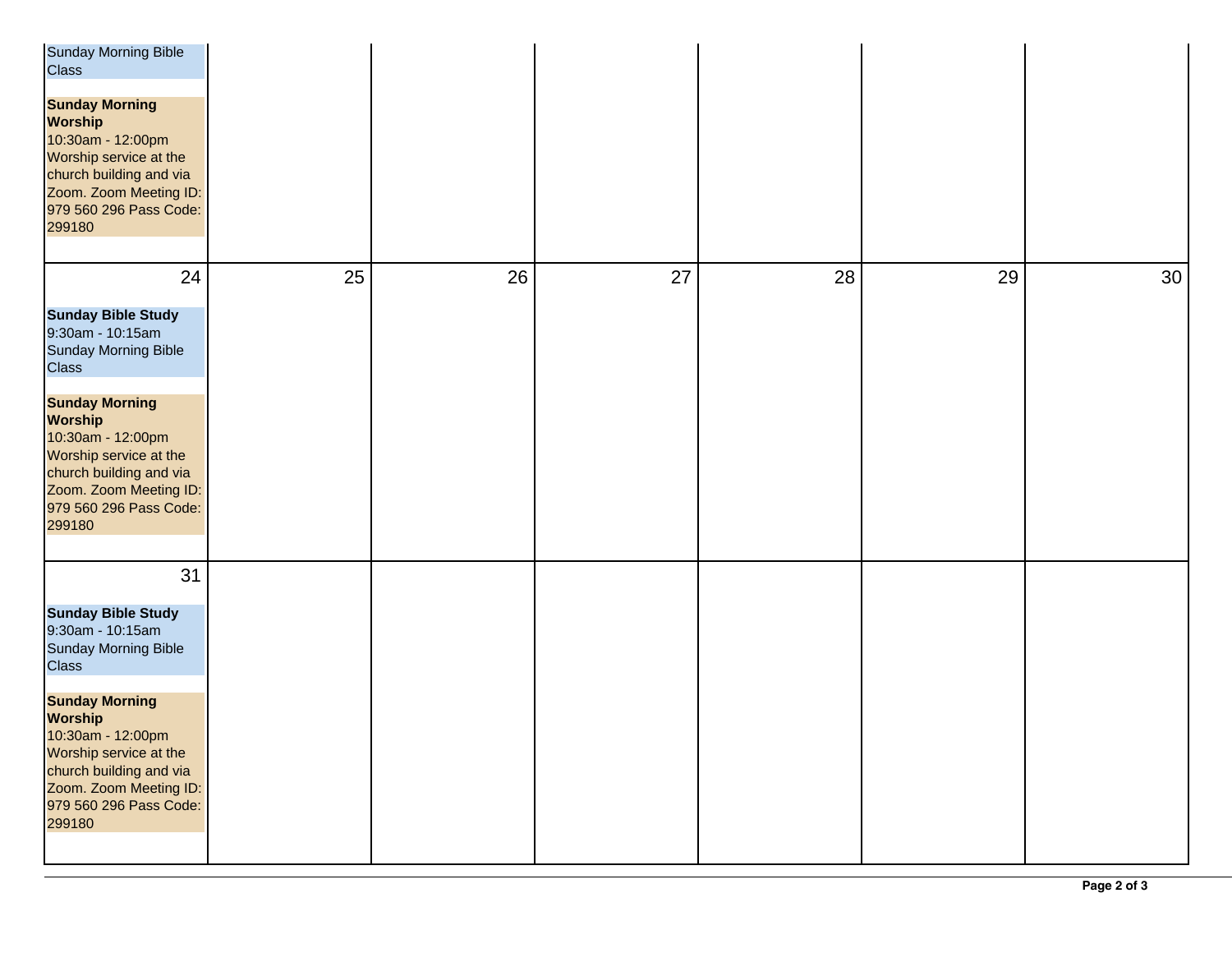| | | | | | | |
|---|---|---|---|---|---|---|
| Sunday Morning Bible Class<br><br>**Sunday Morning Worship**<br>10:30am - 12:00pm<br>Worship service at the church building and via Zoom. Zoom Meeting ID: 979 560 296 Pass Code: 299180 | | | | | | |
| 24<br><br>**Sunday Bible Study**<br>9:30am - 10:15am<br>Sunday Morning Bible Class<br><br>**Sunday Morning Worship**<br>10:30am - 12:00pm<br>Worship service at the church building and via Zoom. Zoom Meeting ID: 979 560 296 Pass Code: 299180 | 25 | 26 | 27 | 28 | 29 | 30 |
| 31<br><br>**Sunday Bible Study**<br>9:30am - 10:15am<br>Sunday Morning Bible Class<br><br>**Sunday Morning Worship**<br>10:30am - 12:00pm<br>Worship service at the church building and via Zoom. Zoom Meeting ID: 979 560 296 Pass Code: 299180 | | | | | | |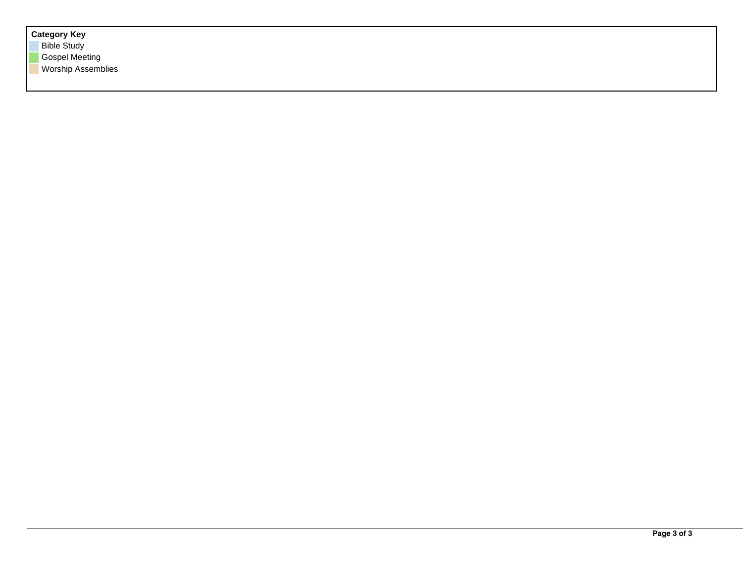**Category Key**

- Bible Study
- Gospel Meeting
- Worship Assemblies